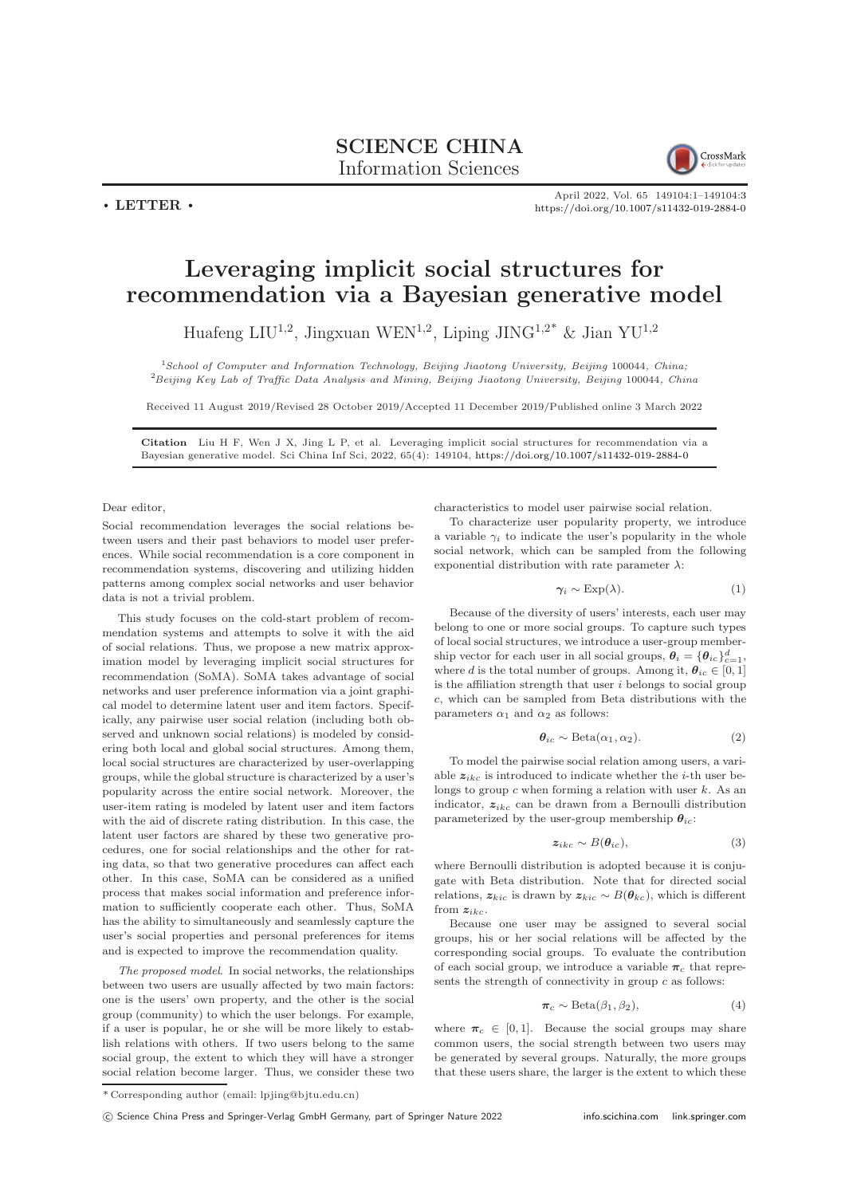# SCIENCE CHINA Information Sciences

• LETTER •

# Leveraging implicit social structures for recommendation via a Bayesian generative model

Huafeng LIU[1,2], Jingxuan WEN[1,2], Liping JING[1,2*] & Jian YU[1,2]

[1]*School of Computer and Information Technology, Beijing Jiaotong University, Beijing* 100044*, China;*
[2]*Beijing Key Lab of Traffic Data Analysis and Mining, Beijing Jiaotong University, Beijing* 100044*, China*

Received 11 August 2019/Revised 28 October 2019/Accepted 11 December 2019/Published online 3 March 2022

**Citation** Liu H F, Wen J X, Jing L P, et al. Leveraging implicit social structures for recommendation via a Bayesian generative model. Sci China Inf Sci, 2022, 65(4): 149104, https://doi.org/10.1007/s11432-019-2884-0

Dear editor,

Social recommendation leverages the social relations between users and their past behaviors to model user preferences. While social recommendation is a core component in recommendation systems, discovering and utilizing hidden patterns among complex social networks and user behavior data is not a trivial problem.

This study focuses on the cold-start problem of recommendation systems and attempts to solve it with the aid of social relations. Thus, we propose a new matrix approximation model by leveraging implicit social structures for recommendation (SoMA). SoMA takes advantage of social networks and user preference information via a joint graphical model to determine latent user and item factors. Specifically, any pairwise user social relation (including both observed and unknown social relations) is modeled by considering both local and global social structures. Among them, local social structures are characterized by user-overlapping groups, while the global structure is characterized by a user's popularity across the entire social network. Moreover, the user-item rating is modeled by latent user and item factors with the aid of discrete rating distribution. In this case, the latent user factors are shared by these two generative procedures, one for social relationships and the other for rating data, so that two generative procedures can affect each other. In this case, SoMA can be considered as a unified process that makes social information and preference information to sufficiently cooperate each other. Thus, SoMA has the ability to simultaneously and seamlessly capture the user's social properties and personal preferences for items and is expected to improve the recommendation quality.

*The proposed model*. In social networks, the relationships between two users are usually affected by two main factors: one is the users' own property, and the other is the social group (community) to which the user belongs. For example, if a user is popular, he or she will be more likely to establish relations with others. If two users belong to the same social group, the extent to which they will have a stronger social relation become larger. Thus, we consider these two characteristics to model user pairwise social relation.

To characterize user popularity property, we introduce a variable $\gamma_i$ to indicate the user's popularity in the whole social network, which can be sampled from the following exponential distribution with rate parameter $\lambda$:

$$\boldsymbol{\gamma}_i \sim \mathrm{Exp}(\lambda). \tag{1}$$

Because of the diversity of users' interests, each user may belong to one or more social groups. To capture such types of local social structures, we introduce a user-group membership vector for each user in all social groups, $\boldsymbol{\theta}_i = \{\boldsymbol{\theta}_{ic}\}_{c=1}^{d}$, where $d$ is the total number of groups. Among it, $\boldsymbol{\theta}_{ic} \in [0, 1]$ is the affiliation strength that user $i$ belongs to social group $c$, which can be sampled from Beta distributions with the parameters $\alpha_1$ and $\alpha_2$ as follows:

$$\boldsymbol{\theta}_{ic} \sim \mathrm{Beta}(\alpha_1, \alpha_2). \tag{2}$$

To model the pairwise social relation among users, a variable $\boldsymbol{z}_{ikc}$ is introduced to indicate whether the $i$-th user belongs to group $c$ when forming a relation with user $k$. As an indicator, $\boldsymbol{z}_{ikc}$ can be drawn from a Bernoulli distribution parameterized by the user-group membership $\boldsymbol{\theta}_{ic}$:

$$\boldsymbol{z}_{ikc} \sim B(\boldsymbol{\theta}_{ic}), \tag{3}$$

where Bernoulli distribution is adopted because it is conjugate with Beta distribution. Note that for directed social relations, $\boldsymbol{z}_{kic}$ is drawn by $\boldsymbol{z}_{kic} \sim B(\boldsymbol{\theta}_{kc})$, which is different from $\boldsymbol{z}_{ikc}$.

Because one user may be assigned to several social groups, his or her social relations will be affected by the corresponding social groups. To evaluate the contribution of each social group, we introduce a variable $\boldsymbol{\pi}_c$ that represents the strength of connectivity in group $c$ as follows:

$$\boldsymbol{\pi}_c \sim \mathrm{Beta}(\beta_1, \beta_2), \tag{4}$$

where $\boldsymbol{\pi}_c \in [0, 1]$. Because the social groups may share common users, the social strength between two users may be generated by several groups. Naturally, the more groups that these users share, the larger is the extent to which these

\* Corresponding author (email: lpjing@bjtu.edu.cn)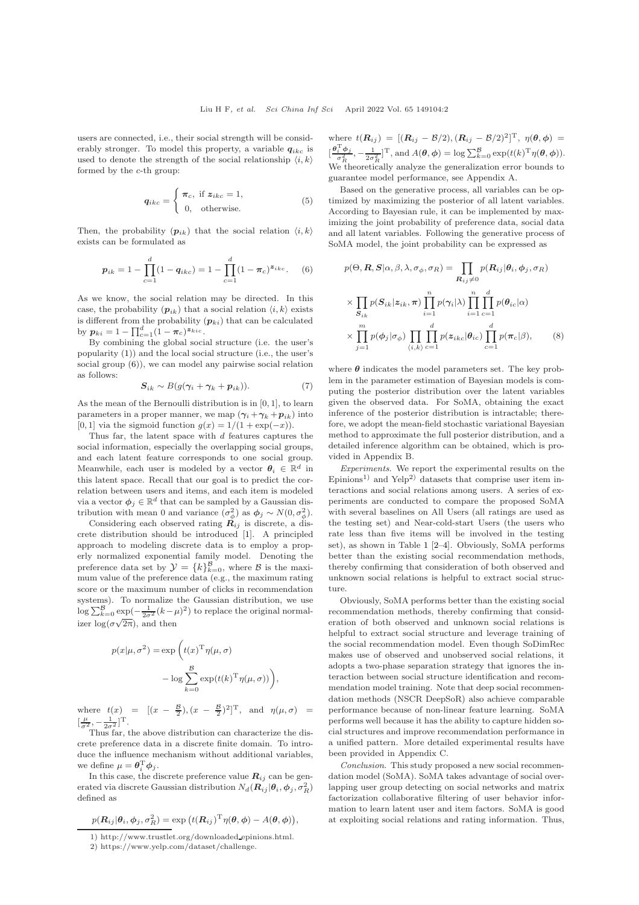users are connected, i.e., their social strength will be considerably stronger. To model this property, a variable $\boldsymbol{q}_{ikc}$ is used to denote the strength of the social relationship $\langle i,k \rangle$ formed by the $c$-th group:

$$\boldsymbol{q}_{ikc} = \begin{cases} \boldsymbol{\pi}_c, & \text{if } \boldsymbol{z}_{ikc} = 1, \\ 0, & \text{otherwise.} \end{cases} \tag{5}$$

Then, the probability ($\boldsymbol{p}_{ik}$) that the social relation $\langle i,k \rangle$ exists can be formulated as

$$\boldsymbol{p}_{ik} = 1 - \prod_{c=1}^{d}(1 - \boldsymbol{q}_{ikc}) = 1 - \prod_{c=1}^{d}(1 - \boldsymbol{\pi}_c)^{\boldsymbol{z}_{ikc}}. \tag{6}$$

As we know, the social relation may be directed. In this case, the probability ($\boldsymbol{p}_{ik}$) that a social relation $\langle i,k \rangle$ exists is different from the probability ($\boldsymbol{p}_{ki}$) that can be calculated by $\boldsymbol{p}_{ki} = 1 - \prod_{c=1}^{d}(1 - \boldsymbol{\pi}_c)^{\boldsymbol{z}_{kic}}$.

By combining the global social structure (i.e. the user's popularity (1)) and the local social structure (i.e., the user's social group (6)), we can model any pairwise social relation as follows:

$$\boldsymbol{S}_{ik} \sim B(g(\boldsymbol{\gamma}_i + \boldsymbol{\gamma}_k + \boldsymbol{p}_{ik})). \tag{7}$$

As the mean of the Bernoulli distribution is in $[0,1]$, to learn parameters in a proper manner, we map $(\boldsymbol{\gamma}_i + \boldsymbol{\gamma}_k + \boldsymbol{p}_{ik})$ into $[0,1]$ via the sigmoid function $g(x) = 1/(1+\exp(-x))$.

Thus far, the latent space with $d$ features captures the social information, especially the overlapping social groups, and each latent feature corresponds to one social group. Meanwhile, each user is modeled by a vector $\boldsymbol{\theta}_i \in \mathbb{R}^d$ in this latent space. Recall that our goal is to predict the correlation between users and items, and each item is modeled via a vector $\boldsymbol{\phi}_j \in \mathbb{R}^d$ that can be sampled by a Gaussian distribution with mean 0 and variance ($\sigma_\phi^2$) as $\boldsymbol{\phi}_j \sim N(0, \sigma_\phi^2)$.

Considering each observed rating $\boldsymbol{R}_{ij}$ is discrete, a discrete distribution should be introduced [1]. A principled approach to modeling discrete data is to employ a properly normalized exponential family model. Denoting the preference data set by $\mathcal{Y} = \{k\}_{k=0}^{\mathcal{B}}$, where $\mathcal{B}$ is the maximum value of the preference data (e.g., the maximum rating score or the maximum number of clicks in recommendation systems). To normalize the Gaussian distribution, we use $\log \sum_{k=0}^{\mathcal{B}} \exp(-\frac{1}{2\sigma^2}(k-\mu)^2)$ to replace the original normalizer $\log(\sigma\sqrt{2\pi})$, and then

$$p(x|\mu,\sigma^2) = \exp\bigg(t(x)^{\mathrm{T}}\eta(\mu,\sigma) - \log \sum_{k=0}^{\mathcal{B}} \exp(t(k)^{\mathrm{T}}\eta(\mu,\sigma))\bigg),$$

where $t(x) = [(x - \frac{\mathcal{B}}{2}), (x - \frac{\mathcal{B}}{2})^2]^{\mathrm{T}}$, and $\eta(\mu,\sigma) = [\frac{\mu}{\sigma^2}, -\frac{1}{2\sigma^2}]^{\mathrm{T}}$.

Thus far, the above distribution can characterize the discrete preference data in a discrete finite domain. To introduce the influence mechanism without additional variables, we define $\mu = \boldsymbol{\theta}_i^{\mathrm{T}}\boldsymbol{\phi}_j$.

In this case, the discrete preference value $\boldsymbol{R}_{ij}$ can be generated via discrete Gaussian distribution $N_d(\boldsymbol{R}_{ij}|\boldsymbol{\theta}_i, \boldsymbol{\phi}_j, \sigma_R^2)$ defined as

$$p(\boldsymbol{R}_{ij}|\boldsymbol{\theta}_i, \boldsymbol{\phi}_j, \sigma_R^2) = \exp\big(t(\boldsymbol{R}_{ij})^{\mathrm{T}}\eta(\boldsymbol{\theta},\boldsymbol{\phi}) - A(\boldsymbol{\theta},\boldsymbol{\phi})\big),$$

where $t(\boldsymbol{R}_{ij}) = [(\boldsymbol{R}_{ij} - \mathcal{B}/2), (\boldsymbol{R}_{ij} - \mathcal{B}/2)^2]^{\mathrm{T}}$, $\eta(\boldsymbol{\theta},\boldsymbol{\phi}) = [\frac{\boldsymbol{\theta}_i^{\mathrm{T}}\boldsymbol{\phi}_j}{\sigma_R^2}, -\frac{1}{2\sigma_R^2}]^{\mathrm{T}}$, and $A(\boldsymbol{\theta},\boldsymbol{\phi}) = \log \sum_{k=0}^{\mathcal{B}} \exp(t(k)^{\mathrm{T}}\eta(\boldsymbol{\theta},\boldsymbol{\phi}))$. We theoretically analyze the generalization error bounds to guarantee model performance, see Appendix A.

Based on the generative process, all variables can be optimized by maximizing the posterior of all latent variables. According to Bayesian rule, it can be implemented by maximizing the joint probability of preference data, social data and all latent variables. Following the generative process of SoMA model, the joint probability can be expressed as

$$\begin{aligned} p(\Theta, \boldsymbol{R}, \boldsymbol{S}|\alpha, \beta, \lambda, \sigma_\phi, \sigma_R) &= \prod_{\boldsymbol{R}_{ij} \neq 0} p(\boldsymbol{R}_{ij}|\boldsymbol{\theta}_i, \boldsymbol{\phi}_j, \sigma_R) \\ &\times \prod_{\boldsymbol{S}_{ik}} p(\boldsymbol{S}_{ik}|\boldsymbol{z}_{ik}, \boldsymbol{\pi}) \prod_{i=1}^{n} p(\boldsymbol{\gamma}_i|\lambda) \prod_{i=1}^{n}\prod_{c=1}^{d} p(\boldsymbol{\theta}_{ic}|\alpha) \\ &\times \prod_{j=1}^{m} p(\boldsymbol{\phi}_j|\sigma_\phi) \prod_{\langle i,k \rangle}\prod_{c=1}^{d} p(\boldsymbol{z}_{ikc}|\boldsymbol{\theta}_{ic}) \prod_{c=1}^{d} p(\boldsymbol{\pi}_c|\beta), \end{aligned} \tag{8}$$

where $\boldsymbol{\theta}$ indicates the model parameters set. The key problem in the parameter estimation of Bayesian models is computing the posterior distribution over the latent variables given the observed data. For SoMA, obtaining the exact inference of the posterior distribution is intractable; therefore, we adopt the mean-field stochastic variational Bayesian method to approximate the full posterior distribution, and a detailed inference algorithm can be obtained, which is provided in Appendix B.

*Experiments.* We report the experimental results on the Epinions[1)] and Yelp[2)] datasets that comprise user item interactions and social relations among users. A series of experiments are conducted to compare the proposed SoMA with several baselines on All Users (all ratings are used as the testing set) and Near-cold-start Users (the users who rate less than five items will be involved in the testing set), as shown in Table 1 [2–4]. Obviously, SoMA performs better than the existing social recommendation methods, thereby confirming that consideration of both observed and unknown social relations is helpful to extract social structure.

Obviously, SoMA performs better than the existing social recommendation methods, thereby confirming that consideration of both observed and unknown social relations is helpful to extract social structure and leverage training of the social recommendation model. Even though SoDimRec makes use of observed and unobserved social relations, it adopts a two-phase separation strategy that ignores the interaction between social structure identification and recommendation model training. Note that deep social recommendation methods (NSCR DeepSoR) also achieve comparable performance because of non-linear feature learning. SoMA performs well because it has the ability to capture hidden social structures and improve recommendation performance in a unified pattern. More detailed experimental results have been provided in Appendix C.

*Conclusion.* This study proposed a new social recommendation model (SoMA). SoMA takes advantage of social overlapping user group detecting on social networks and matrix factorization collaborative filtering of user behavior information to learn latent user and item factors. SoMA is good at exploiting social relations and rating information. Thus,

1) http://www.trustlet.org/downloaded_epinions.html.

2) https://www.yelp.com/dataset/challenge.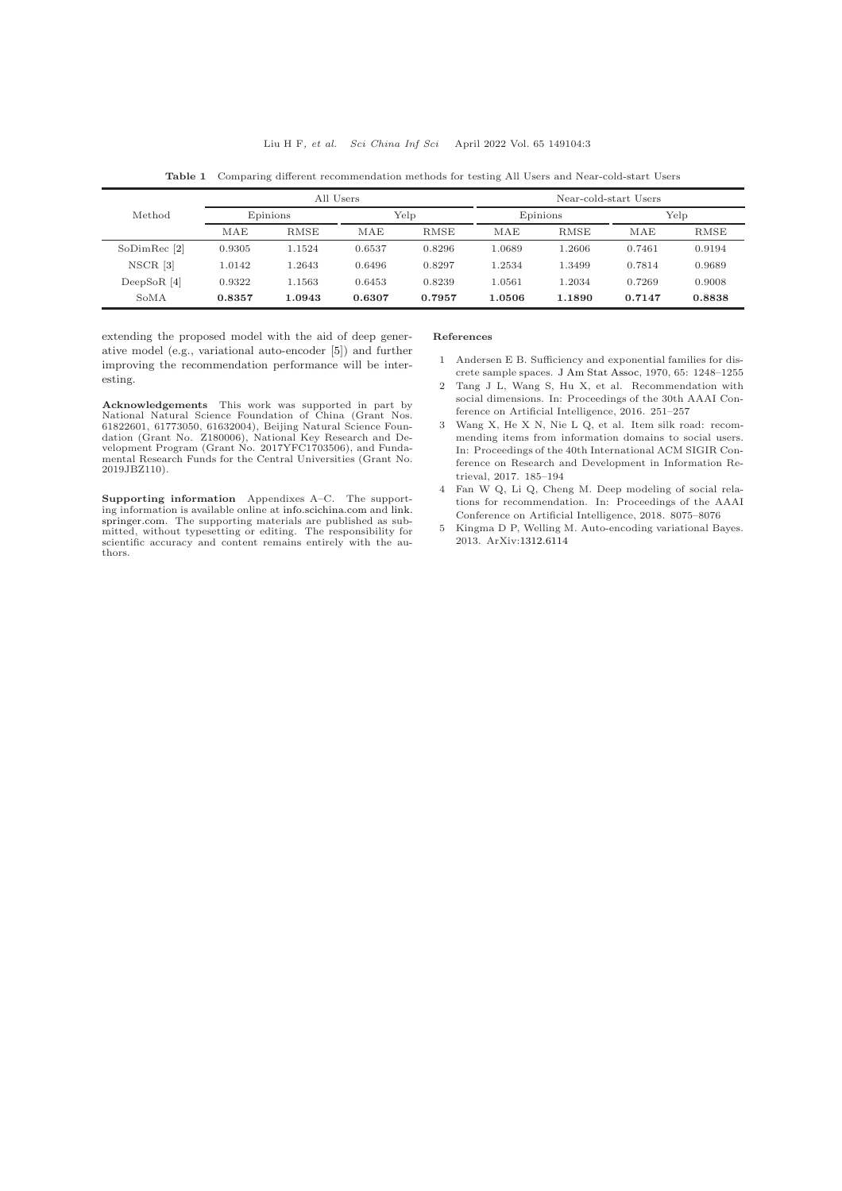**Table 1** Comparing different recommendation methods for testing All Users and Near-cold-start Users

| Method | All Users | | | | Near-cold-start Users | | | |
|---|---|---|---|---|---|---|---|---|
| | Epinions | | Yelp | | Epinions | | Yelp | |
| | MAE | RMSE | MAE | RMSE | MAE | RMSE | MAE | RMSE |
| SoDimRec [2] | 0.9305 | 1.1524 | 0.6537 | 0.8296 | 1.0689 | 1.2606 | 0.7461 | 0.9194 |
| NSCR [3] | 1.0142 | 1.2643 | 0.6496 | 0.8297 | 1.2534 | 1.3499 | 0.7814 | 0.9689 |
| DeepSoR [4] | 0.9322 | 1.1563 | 0.6453 | 0.8239 | 1.0561 | 1.2034 | 0.7269 | 0.9008 |
| SoMA | **0.8357** | **1.0943** | **0.6307** | **0.7957** | **1.0506** | **1.1890** | **0.7147** | **0.8838** |

extending the proposed model with the aid of deep generative model (e.g., variational auto-encoder [5]) and further improving the recommendation performance will be interesting.

**Acknowledgements** This work was supported in part by National Natural Science Foundation of China (Grant Nos. 61822601, 61773050, 61632004), Beijing Natural Science Foundation (Grant No. Z180006), National Key Research and Development Program (Grant No. 2017YFC1703506), and Fundamental Research Funds for the Central Universities (Grant No. 2019JBZ110).

**Supporting information** Appendixes A–C. The supporting information is available online at info.scichina.com and link.springer.com. The supporting materials are published as submitted, without typesetting or editing. The responsibility for scientific accuracy and content remains entirely with the authors.

**References**

1. Andersen E B. Sufficiency and exponential families for discrete sample spaces. J Am Stat Assoc, 1970, 65: 1248–1255
2. Tang J L, Wang S, Hu X, et al. Recommendation with social dimensions. In: Proceedings of the 30th AAAI Conference on Artificial Intelligence, 2016. 251–257
3. Wang X, He X N, Nie L Q, et al. Item silk road: recommending items from information domains to social users. In: Proceedings of the 40th International ACM SIGIR Conference on Research and Development in Information Retrieval, 2017. 185–194
4. Fan W Q, Li Q, Cheng M. Deep modeling of social relations for recommendation. In: Proceedings of the AAAI Conference on Artificial Intelligence, 2018. 8075–8076
5. Kingma D P, Welling M. Auto-encoding variational Bayes. 2013. ArXiv:1312.6114